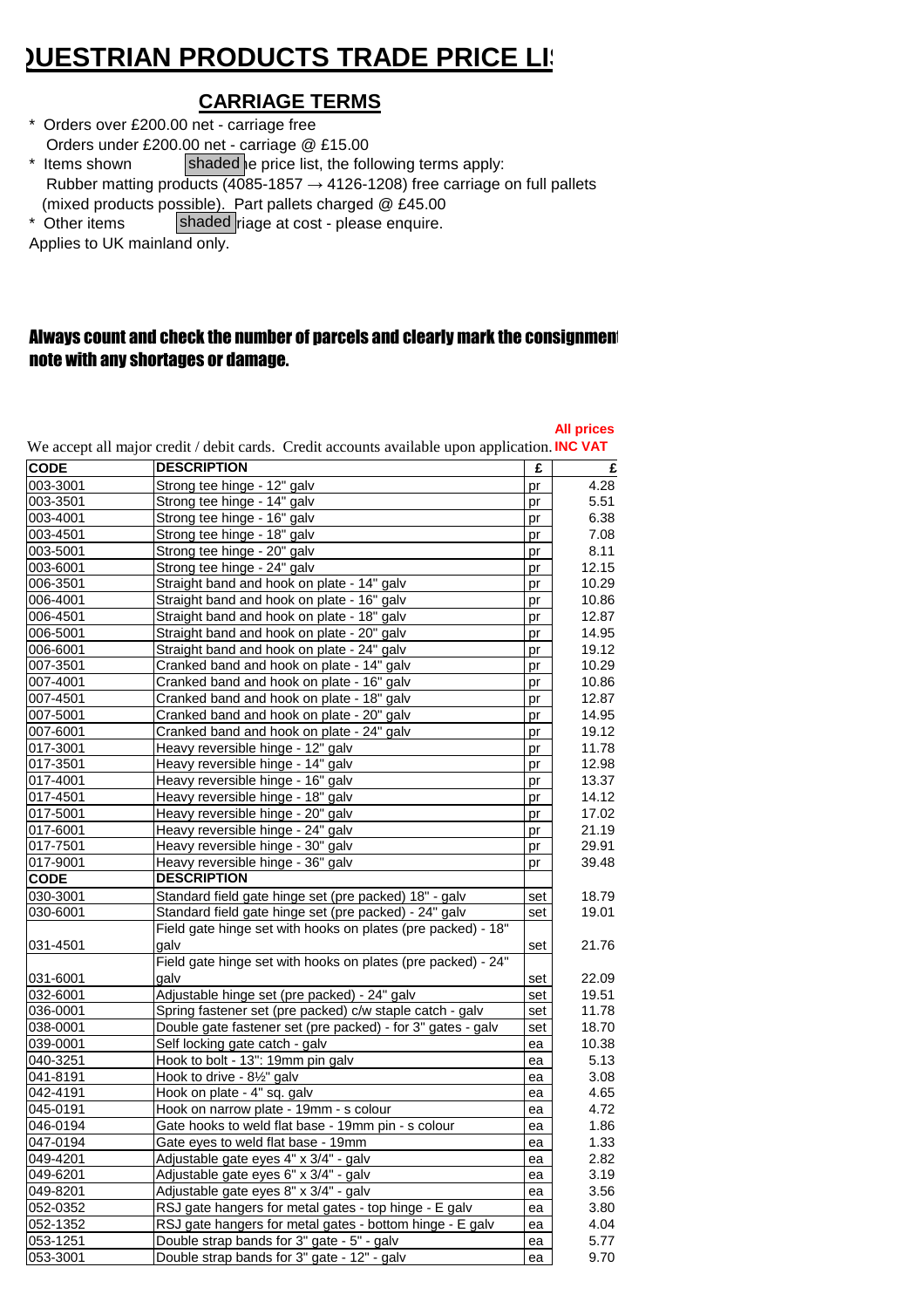# QUESTRIAN PRODUCTS TRADE PRICE LI

## CARRIAGE TERMS

\* Orders over £200.00 net - carriage free
 Orders under £200.00 net - carriage @ £15.00
\* Items shown shaded he price list, the following terms apply:
 Rubber matting products (4085-1857 → 4126-1208) free carriage on full pallets
 (mixed products possible). Part pallets charged @ £45.00
\* Other items shaded riage at cost - please enquire.
Applies to UK mainland only.

**Always count and check the number of parcels and clearly mark the consignment note with any shortages or damage.**

We accept all major credit / debit cards. Credit accounts available upon application. **All prices INC VAT**

| CODE | DESCRIPTION | £ | £ |
|---|---|---|---|
| 003-3001 | Strong tee hinge - 12" galv | pr | 4.28 |
| 003-3501 | Strong tee hinge - 14" galv | pr | 5.51 |
| 003-4001 | Strong tee hinge - 16" galv | pr | 6.38 |
| 003-4501 | Strong tee hinge - 18" galv | pr | 7.08 |
| 003-5001 | Strong tee hinge - 20" galv | pr | 8.11 |
| 003-6001 | Strong tee hinge - 24" galv | pr | 12.15 |
| 006-3501 | Straight band and hook on plate - 14" galv | pr | 10.29 |
| 006-4001 | Straight band and hook on plate - 16" galv | pr | 10.86 |
| 006-4501 | Straight band and hook on plate - 18" galv | pr | 12.87 |
| 006-5001 | Straight band and hook on plate - 20" galv | pr | 14.95 |
| 006-6001 | Straight band and hook on plate - 24" galv | pr | 19.12 |
| 007-3501 | Cranked band and hook on plate - 14" galv | pr | 10.29 |
| 007-4001 | Cranked band and hook on plate - 16" galv | pr | 10.86 |
| 007-4501 | Cranked band and hook on plate - 18" galv | pr | 12.87 |
| 007-5001 | Cranked band and hook on plate - 20" galv | pr | 14.95 |
| 007-6001 | Cranked band and hook on plate - 24" galv | pr | 19.12 |
| 017-3001 | Heavy reversible hinge - 12" galv | pr | 11.78 |
| 017-3501 | Heavy reversible hinge - 14" galv | pr | 12.98 |
| 017-4001 | Heavy reversible hinge - 16" galv | pr | 13.37 |
| 017-4501 | Heavy reversible hinge - 18" galv | pr | 14.12 |
| 017-5001 | Heavy reversible hinge - 20" galv | pr | 17.02 |
| 017-6001 | Heavy reversible hinge - 24" galv | pr | 21.19 |
| 017-7501 | Heavy reversible hinge - 30" galv | pr | 29.91 |
| 017-9001 | Heavy reversible hinge - 36" galv | pr | 39.48 |
| **CODE** | **DESCRIPTION** | | |
| 030-3001 | Standard field gate hinge set (pre packed) 18" - galv | set | 18.79 |
| 030-6001 | Standard field gate hinge set (pre packed) - 24" galv | set | 19.01 |
| 031-4501 | Field gate hinge set with hooks on plates (pre packed) - 18" galv | set | 21.76 |
| 031-6001 | Field gate hinge set with hooks on plates (pre packed) - 24" galv | set | 22.09 |
| 032-6001 | Adjustable hinge set (pre packed) - 24" galv | set | 19.51 |
| 036-0001 | Spring fastener set (pre packed) c/w staple catch - galv | set | 11.78 |
| 038-0001 | Double gate fastener set (pre packed) - for 3" gates - galv | set | 18.70 |
| 039-0001 | Self locking gate catch - galv | ea | 10.38 |
| 040-3251 | Hook to bolt - 13": 19mm pin galv | ea | 5.13 |
| 041-8191 | Hook to drive - 8½" galv | ea | 3.08 |
| 042-4191 | Hook on plate - 4" sq. galv | ea | 4.65 |
| 045-0191 | Hook on narrow plate - 19mm - s colour | ea | 4.72 |
| 046-0194 | Gate hooks to weld flat base - 19mm pin - s colour | ea | 1.86 |
| 047-0194 | Gate eyes to weld flat base - 19mm | ea | 1.33 |
| 049-4201 | Adjustable gate eyes 4" x 3/4" - galv | ea | 2.82 |
| 049-6201 | Adjustable gate eyes 6" x 3/4" - galv | ea | 3.19 |
| 049-8201 | Adjustable gate eyes 8" x 3/4" - galv | ea | 3.56 |
| 052-0352 | RSJ gate hangers for metal gates - top hinge - E galv | ea | 3.80 |
| 052-1352 | RSJ gate hangers for metal gates - bottom hinge - E galv | ea | 4.04 |
| 053-1251 | Double strap bands for 3" gate - 5" - galv | ea | 5.77 |
| 053-3001 | Double strap bands for 3" gate - 12" - galv | ea | 9.70 |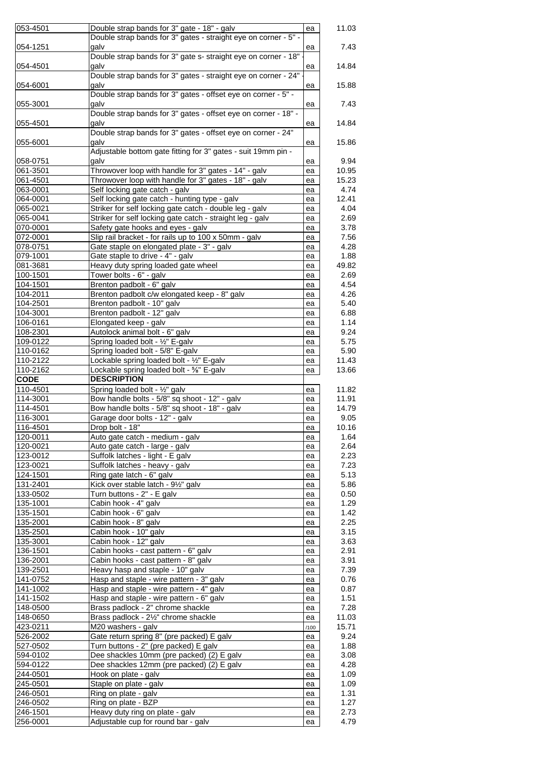| | | | |
|---|---|---|---|
| 053-4501 | Double strap bands for 3" gate - 18" - galv | ea | 11.03 |
| 054-1251 | Double strap bands for 3" gates - straight eye on corner - 5" - galv | ea | 7.43 |
| 054-4501 | Double strap bands for 3" gate s- straight eye on corner - 18" - galv | ea | 14.84 |
| 054-6001 | Double strap bands for 3" gates - straight eye on corner - 24" - galv | ea | 15.88 |
| 055-3001 | Double strap bands for 3" gates - offset eye on corner - 5" - galv | ea | 7.43 |
| 055-4501 | Double strap bands for 3" gates - offset eye on corner - 18" - galv | ea | 14.84 |
| 055-6001 | Double strap bands for 3" gates - offset eye on corner - 24" galv | ea | 15.86 |
| 058-0751 | Adjustable bottom gate fitting for 3" gates - suit 19mm pin - galv | ea | 9.94 |
| 061-3501 | Throwover loop with handle for 3" gates - 14" - galv | ea | 10.95 |
| 061-4501 | Throwover loop with handle for 3" gates - 18" - galv | ea | 15.23 |
| 063-0001 | Self locking gate catch - galv | ea | 4.74 |
| 064-0001 | Self locking gate catch - hunting type - galv | ea | 12.41 |
| 065-0021 | Striker for self locking gate catch - double leg - galv | ea | 4.04 |
| 065-0041 | Striker for self locking gate catch - straight leg - galv | ea | 2.69 |
| 070-0001 | Safety gate hooks and eyes - galv | ea | 3.78 |
| 072-0001 | Slip rail bracket - for rails up to 100 x 50mm - galv | ea | 7.56 |
| 078-0751 | Gate staple on elongated plate - 3" - galv | ea | 4.28 |
| 079-1001 | Gate staple to drive - 4" - galv | ea | 1.88 |
| 081-3681 | Heavy duty spring loaded gate wheel | ea | 49.82 |
| 100-1501 | Tower bolts - 6" - galv | ea | 2.69 |
| 104-1501 | Brenton padbolt - 6" galv | ea | 4.54 |
| 104-2011 | Brenton padbolt c/w elongated keep - 8" galv | ea | 4.26 |
| 104-2501 | Brenton padbolt - 10" galv | ea | 5.40 |
| 104-3001 | Brenton padbolt - 12" galv | ea | 6.88 |
| 106-0161 | Elongated keep - galv | ea | 1.14 |
| 108-2301 | Autolock animal bolt - 6" galv | ea | 9.24 |
| 109-0122 | Spring loaded bolt - ½" E-galv | ea | 5.75 |
| 110-0162 | Spring loaded bolt - 5/8" E-galv | ea | 5.90 |
| 110-2122 | Lockable spring loaded bolt - ½" E-galv | ea | 11.43 |
| 110-2162 | Lockable spring loaded bolt - ⅝" E-galv | ea | 13.66 |
| **CODE** | **DESCRIPTION** | | |
| 110-4501 | Spring loaded bolt - ½" galv | ea | 11.82 |
| 114-3001 | Bow handle bolts - 5/8" sq shoot - 12" - galv | ea | 11.91 |
| 114-4501 | Bow handle bolts - 5/8" sq shoot - 18" - galv | ea | 14.79 |
| 116-3001 | Garage door bolts - 12" - galv | ea | 9.05 |
| 116-4501 | Drop bolt - 18" | ea | 10.16 |
| 120-0011 | Auto gate catch - medium - galv | ea | 1.64 |
| 120-0021 | Auto gate catch - large - galv | ea | 2.64 |
| 123-0012 | Suffolk latches - light - E galv | ea | 2.23 |
| 123-0021 | Suffolk latches - heavy - galv | ea | 7.23 |
| 124-1501 | Ring gate latch - 6" galv | ea | 5.13 |
| 131-2401 | Kick over stable latch - 9½" galv | ea | 5.86 |
| 133-0502 | Turn buttons - 2" - E galv | ea | 0.50 |
| 135-1001 | Cabin hook - 4" galv | ea | 1.29 |
| 135-1501 | Cabin hook - 6" galv | ea | 1.42 |
| 135-2001 | Cabin hook - 8" galv | ea | 2.25 |
| 135-2501 | Cabin hook - 10" galv | ea | 3.15 |
| 135-3001 | Cabin hook - 12" galv | ea | 3.63 |
| 136-1501 | Cabin hooks - cast pattern - 6" galv | ea | 2.91 |
| 136-2001 | Cabin hooks - cast pattern - 8" galv | ea | 3.91 |
| 139-2501 | Heavy hasp and staple - 10" galv | ea | 7.39 |
| 141-0752 | Hasp and staple - wire pattern - 3" galv | ea | 0.76 |
| 141-1002 | Hasp and staple - wire pattern - 4" galv | ea | 0.87 |
| 141-1502 | Hasp and staple - wire pattern - 6" galv | ea | 1.51 |
| 148-0500 | Brass padlock - 2" chrome shackle | ea | 7.28 |
| 148-0650 | Brass padlock - 2½" chrome shackle | ea | 11.03 |
| 423-0211 | M20 washers - galv | /100 | 15.71 |
| 526-2002 | Gate return spring 8" (pre packed) E galv | ea | 9.24 |
| 527-0502 | Turn buttons - 2" (pre packed) E galv | ea | 1.88 |
| 594-0102 | Dee shackles 10mm (pre packed) (2) E galv | ea | 3.08 |
| 594-0122 | Dee shackles 12mm (pre packed) (2) E galv | ea | 4.28 |
| 244-0501 | Hook on plate - galv | ea | 1.09 |
| 245-0501 | Staple on plate - galv | ea | 1.09 |
| 246-0501 | Ring on plate - galv | ea | 1.31 |
| 246-0502 | Ring on plate - BZP | ea | 1.27 |
| 246-1501 | Heavy duty ring on plate - galv | ea | 2.73 |
| 256-0001 | Adjustable cup for round bar - galv | ea | 4.79 |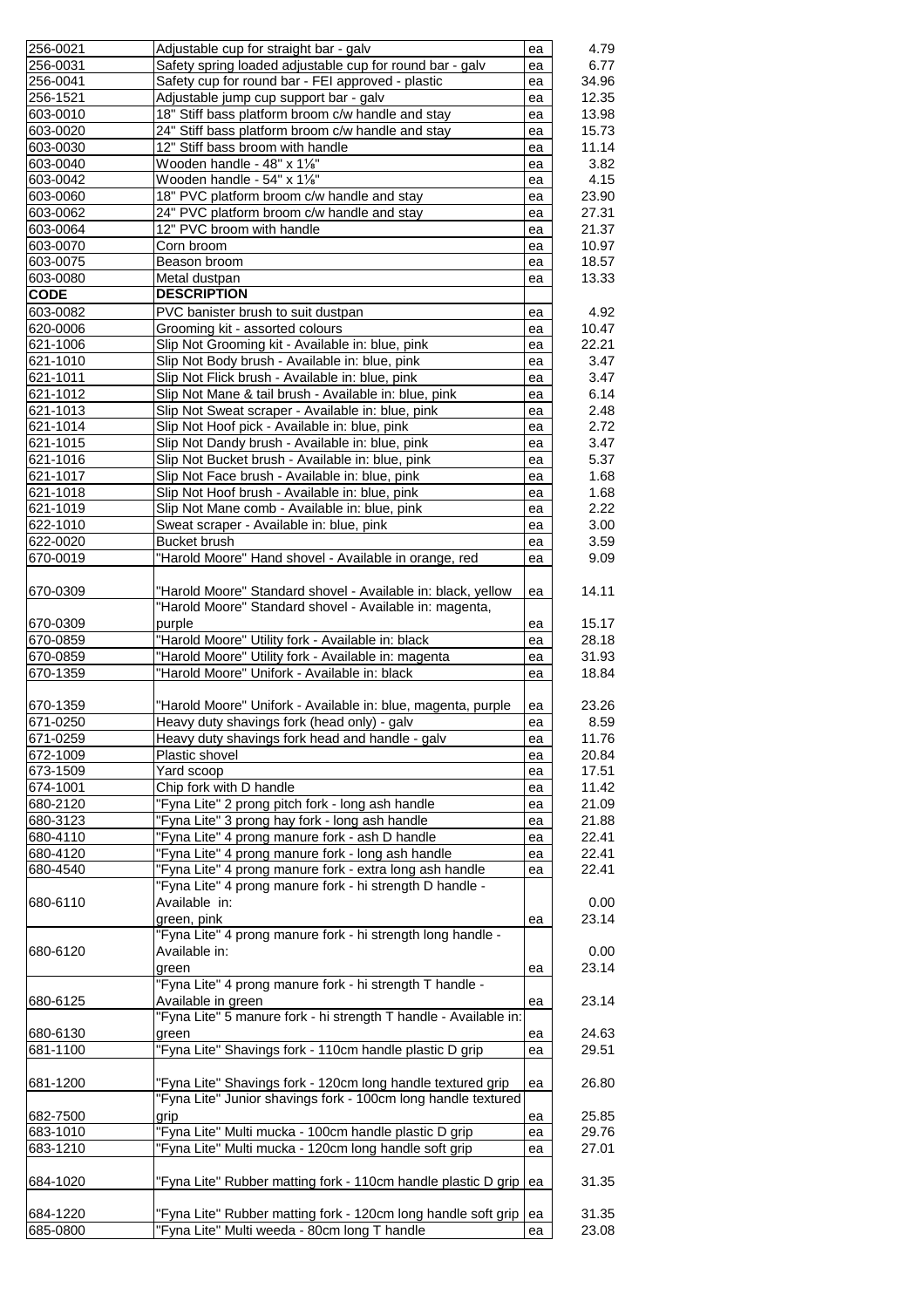| | | | |
|---|---|---|---|
| 256-0021 | Adjustable cup for straight bar - galv | ea | 4.79 |
| 256-0031 | Safety spring loaded adjustable cup for round bar - galv | ea | 6.77 |
| 256-0041 | Safety cup for round bar - FEI approved - plastic | ea | 34.96 |
| 256-1521 | Adjustable jump cup support bar - galv | ea | 12.35 |
| 603-0010 | 18" Stiff bass platform broom c/w handle and stay | ea | 13.98 |
| 603-0020 | 24" Stiff bass platform broom c/w handle and stay | ea | 15.73 |
| 603-0030 | 12" Stiff bass broom with handle | ea | 11.14 |
| 603-0040 | Wooden handle - 48" x 1⅛" | ea | 3.82 |
| 603-0042 | Wooden handle - 54" x 1⅛" | ea | 4.15 |
| 603-0060 | 18" PVC platform broom c/w handle and stay | ea | 23.90 |
| 603-0062 | 24" PVC platform broom c/w handle and stay | ea | 27.31 |
| 603-0064 | 12" PVC broom with handle | ea | 21.37 |
| 603-0070 | Corn broom | ea | 10.97 |
| 603-0075 | Beason broom | ea | 18.57 |
| 603-0080 | Metal dustpan | ea | 13.33 |
| **CODE** | **DESCRIPTION** | | |
| 603-0082 | PVC banister brush to suit dustpan | ea | 4.92 |
| 620-0006 | Grooming kit - assorted colours | ea | 10.47 |
| 621-1006 | Slip Not Grooming kit - Available in: blue, pink | ea | 22.21 |
| 621-1010 | Slip Not Body brush - Available in: blue, pink | ea | 3.47 |
| 621-1011 | Slip Not Flick brush - Available in: blue, pink | ea | 3.47 |
| 621-1012 | Slip Not Mane & tail brush - Available in: blue, pink | ea | 6.14 |
| 621-1013 | Slip Not Sweat scraper - Available in: blue, pink | ea | 2.48 |
| 621-1014 | Slip Not Hoof pick - Available in: blue, pink | ea | 2.72 |
| 621-1015 | Slip Not Dandy brush - Available in: blue, pink | ea | 3.47 |
| 621-1016 | Slip Not Bucket brush - Available in: blue, pink | ea | 5.37 |
| 621-1017 | Slip Not Face brush - Available in: blue, pink | ea | 1.68 |
| 621-1018 | Slip Not Hoof brush - Available in: blue, pink | ea | 1.68 |
| 621-1019 | Slip Not Mane comb - Available in: blue, pink | ea | 2.22 |
| 622-1010 | Sweat scraper - Available in: blue, pink | ea | 3.00 |
| 622-0020 | Bucket brush | ea | 3.59 |
| 670-0019 | "Harold Moore" Hand shovel - Available in orange, red | ea | 9.09 |
| 670-0309 | "Harold Moore" Standard shovel - Available in: black, yellow | ea | 14.11 |
| 670-0309 | "Harold Moore" Standard shovel - Available in: magenta, purple | ea | 15.17 |
| 670-0859 | "Harold Moore" Utility fork - Available in: black | ea | 28.18 |
| 670-0859 | "Harold Moore" Utility fork - Available in: magenta | ea | 31.93 |
| 670-1359 | "Harold Moore" Unifork - Available in: black | ea | 18.84 |
| 670-1359 | "Harold Moore" Unifork - Available in: blue, magenta, purple | ea | 23.26 |
| 671-0250 | Heavy duty shavings fork (head only) - galv | ea | 8.59 |
| 671-0259 | Heavy duty shavings fork head and handle - galv | ea | 11.76 |
| 672-1009 | Plastic shovel | ea | 20.84 |
| 673-1509 | Yard scoop | ea | 17.51 |
| 674-1001 | Chip fork with D handle | ea | 11.42 |
| 680-2120 | "Fyna Lite" 2 prong pitch fork - long ash handle | ea | 21.09 |
| 680-3123 | "Fyna Lite" 3 prong hay fork - long ash handle | ea | 21.88 |
| 680-4110 | "Fyna Lite" 4 prong manure fork - ash D handle | ea | 22.41 |
| 680-4120 | "Fyna Lite" 4 prong manure fork - long ash handle | ea | 22.41 |
| 680-4540 | "Fyna Lite" 4 prong manure fork - extra long ash handle | ea | 22.41 |
| 680-6110 | "Fyna Lite" 4 prong manure fork - hi strength D handle - Available in: | | 0.00 |
| | green, pink | ea | 23.14 |
| 680-6120 | "Fyna Lite" 4 prong manure fork - hi strength long handle - Available in: | | 0.00 |
| | green | ea | 23.14 |
| 680-6125 | "Fyna Lite" 4 prong manure fork - hi strength T handle - Available in green | ea | 23.14 |
| 680-6130 | "Fyna Lite" 5 manure fork - hi strength T handle - Available in: green | ea | 24.63 |
| 681-1100 | "Fyna Lite" Shavings fork - 110cm handle plastic D grip | ea | 29.51 |
| 681-1200 | "Fyna Lite" Shavings fork - 120cm long handle textured grip | ea | 26.80 |
| 682-7500 | "Fyna Lite" Junior shavings fork - 100cm long handle textured grip | ea | 25.85 |
| 683-1010 | "Fyna Lite" Multi mucka - 100cm handle plastic D grip | ea | 29.76 |
| 683-1210 | "Fyna Lite" Multi mucka - 120cm long handle soft grip | ea | 27.01 |
| 684-1020 | "Fyna Lite" Rubber matting fork - 110cm handle plastic D grip | ea | 31.35 |
| 684-1220 | "Fyna Lite" Rubber matting fork - 120cm long handle soft grip | ea | 31.35 |
| 685-0800 | "Fyna Lite" Multi weeda - 80cm long T handle | ea | 23.08 |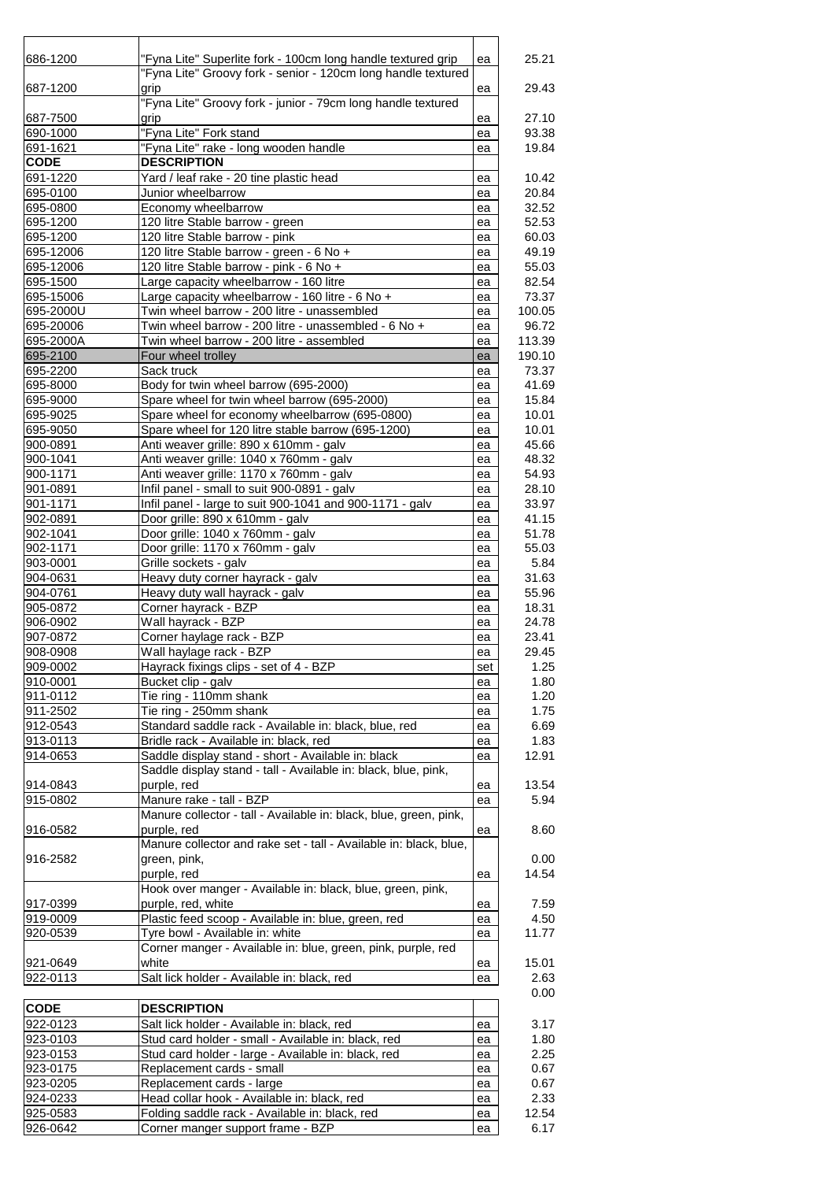| | | | |
|---|---|---|---|
| 686-1200 | "Fyna Lite" Superlite fork - 100cm long handle textured grip | ea | 25.21 |
| 687-1200 | "Fyna Lite" Groovy fork - senior - 120cm long handle textured grip | ea | 29.43 |
| 687-7500 | "Fyna Lite" Groovy fork - junior - 79cm long handle textured grip | ea | 27.10 |
| 690-1000 | "Fyna Lite" Fork stand | ea | 93.38 |
| 691-1621 | "Fyna Lite" rake - long wooden handle | ea | 19.84 |
| **CODE** | **DESCRIPTION** | | |
| 691-1220 | Yard / leaf rake - 20 tine plastic head | ea | 10.42 |
| 695-0100 | Junior wheelbarrow | ea | 20.84 |
| 695-0800 | Economy wheelbarrow | ea | 32.52 |
| 695-1200 | 120 litre Stable barrow - green | ea | 52.53 |
| 695-1200 | 120 litre Stable barrow - pink | ea | 60.03 |
| 695-12006 | 120 litre Stable barrow - green - 6 No + | ea | 49.19 |
| 695-12006 | 120 litre Stable barrow - pink - 6 No + | ea | 55.03 |
| 695-1500 | Large capacity wheelbarrow - 160 litre | ea | 82.54 |
| 695-15006 | Large capacity wheelbarrow - 160 litre - 6 No + | ea | 73.37 |
| 695-2000U | Twin wheel barrow - 200 litre - unassembled | ea | 100.05 |
| 695-20006 | Twin wheel barrow - 200 litre - unassembled - 6 No + | ea | 96.72 |
| 695-2000A | Twin wheel barrow - 200 litre - assembled | ea | 113.39 |
| 695-2100 | Four wheel trolley | ea | 190.10 |
| 695-2200 | Sack truck | ea | 73.37 |
| 695-8000 | Body for twin wheel barrow (695-2000) | ea | 41.69 |
| 695-9000 | Spare wheel for twin wheel barrow (695-2000) | ea | 15.84 |
| 695-9025 | Spare wheel for economy wheelbarrow (695-0800) | ea | 10.01 |
| 695-9050 | Spare wheel for 120 litre stable barrow (695-1200) | ea | 10.01 |
| 900-0891 | Anti weaver grille: 890 x 610mm - galv | ea | 45.66 |
| 900-1041 | Anti weaver grille: 1040 x 760mm - galv | ea | 48.32 |
| 900-1171 | Anti weaver grille: 1170 x 760mm - galv | ea | 54.93 |
| 901-0891 | Infil panel - small to suit 900-0891 - galv | ea | 28.10 |
| 901-1171 | Infil panel - large to suit 900-1041 and 900-1171 - galv | ea | 33.97 |
| 902-0891 | Door grille: 890 x 610mm - galv | ea | 41.15 |
| 902-1041 | Door grille: 1040 x 760mm - galv | ea | 51.78 |
| 902-1171 | Door grille: 1170 x 760mm - galv | ea | 55.03 |
| 903-0001 | Grille sockets - galv | ea | 5.84 |
| 904-0631 | Heavy duty corner hayrack - galv | ea | 31.63 |
| 904-0761 | Heavy duty wall hayrack - galv | ea | 55.96 |
| 905-0872 | Corner hayrack - BZP | ea | 18.31 |
| 906-0902 | Wall hayrack - BZP | ea | 24.78 |
| 907-0872 | Corner haylage rack - BZP | ea | 23.41 |
| 908-0908 | Wall haylage rack - BZP | ea | 29.45 |
| 909-0002 | Hayrack fixings clips - set of 4 - BZP | set | 1.25 |
| 910-0001 | Bucket clip - galv | ea | 1.80 |
| 911-0112 | Tie ring - 110mm shank | ea | 1.20 |
| 911-2502 | Tie ring - 250mm shank | ea | 1.75 |
| 912-0543 | Standard saddle rack - Available in: black, blue, red | ea | 6.69 |
| 913-0113 | Bridle rack - Available in: black, red | ea | 1.83 |
| 914-0653 | Saddle display stand - short - Available in: black | ea | 12.91 |
| 914-0843 | Saddle display stand - tall - Available in: black, blue, pink, purple, red | ea | 13.54 |
| 915-0802 | Manure rake - tall - BZP | ea | 5.94 |
| 916-0582 | Manure collector - tall - Available in: black, blue, green, pink, purple, red | ea | 8.60 |
| 916-2582 | Manure collector and rake set - tall - Available in: black, blue, green, pink, | | 0.00 |
| | purple, red | ea | 14.54 |
| 917-0399 | Hook over manger - Available in: black, blue, green, pink, purple, red, white | ea | 7.59 |
| 919-0009 | Plastic feed scoop - Available in: blue, green, red | ea | 4.50 |
| 920-0539 | Tyre bowl - Available in: white | ea | 11.77 |
| 921-0649 | Corner manger - Available in: blue, green, pink, purple, red white | ea | 15.01 |
| 922-0113 | Salt lick holder - Available in: black, red | ea | 2.63 |
| | | | 0.00 |
| **CODE** | **DESCRIPTION** | | |
| 922-0123 | Salt lick holder - Available in: black, red | ea | 3.17 |
| 923-0103 | Stud card holder - small - Available in: black, red | ea | 1.80 |
| 923-0153 | Stud card holder - large - Available in: black, red | ea | 2.25 |
| 923-0175 | Replacement cards - small | ea | 0.67 |
| 923-0205 | Replacement cards - large | ea | 0.67 |
| 924-0233 | Head collar hook - Available in: black, red | ea | 2.33 |
| 925-0583 | Folding saddle rack - Available in: black, red | ea | 12.54 |
| 926-0642 | Corner manger support frame - BZP | ea | 6.17 |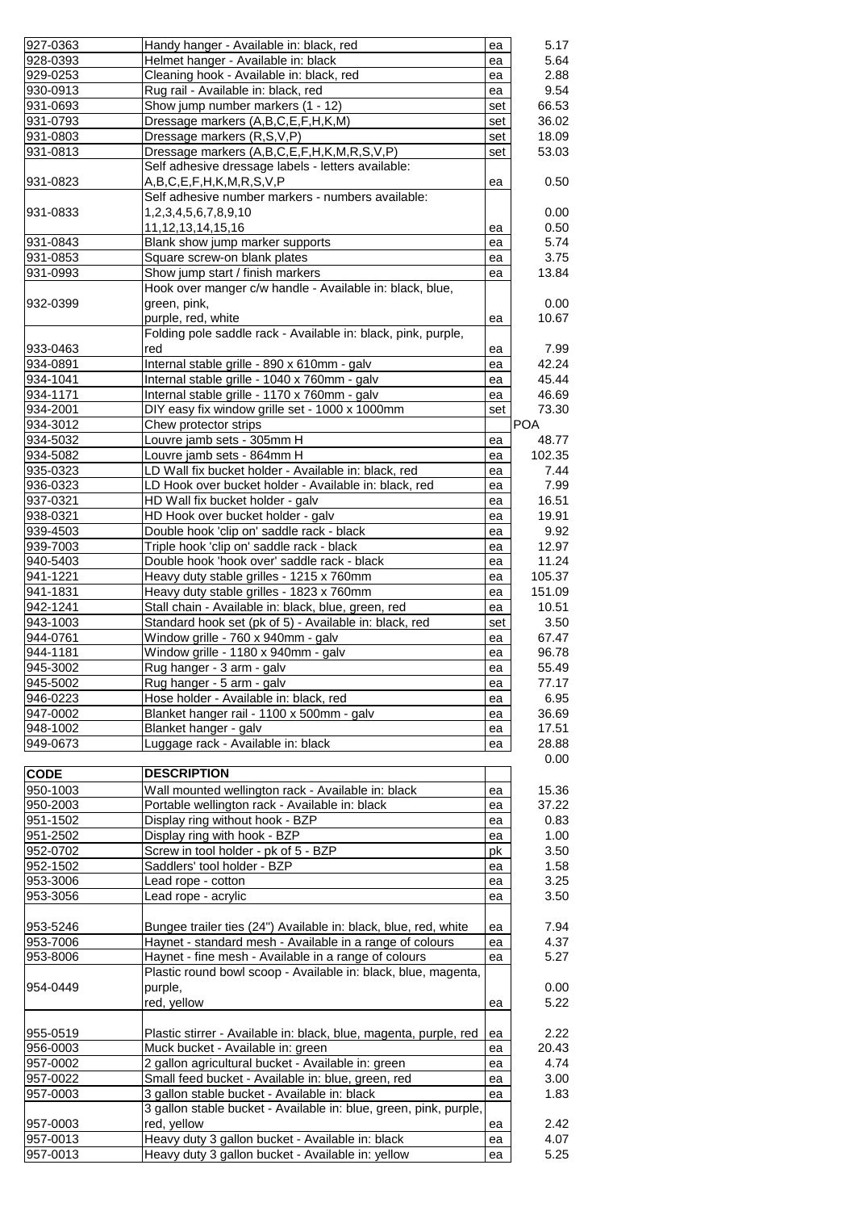| | | | |
|---|---|---|---|
| 927-0363 | Handy hanger - Available in: black, red | ea | 5.17 |
| 928-0393 | Helmet hanger - Available in: black | ea | 5.64 |
| 929-0253 | Cleaning hook - Available in: black, red | ea | 2.88 |
| 930-0913 | Rug rail - Available in: black, red | ea | 9.54 |
| 931-0693 | Show jump number markers (1 - 12) | set | 66.53 |
| 931-0793 | Dressage markers (A,B,C,E,F,H,K,M) | set | 36.02 |
| 931-0803 | Dressage markers (R,S,V,P) | set | 18.09 |
| 931-0813 | Dressage markers (A,B,C,E,F,H,K,M,R,S,V,P) | set | 53.03 |
| 931-0823 | Self adhesive dressage labels - letters available: A,B,C,E,F,H,K,M,R,S,V,P | ea | 0.50 |
| 931-0833 | Self adhesive number markers - numbers available: 1,2,3,4,5,6,7,8,9,10 | | 0.00 |
| | 11,12,13,14,15,16 | ea | 0.50 |
| 931-0843 | Blank show jump marker supports | ea | 5.74 |
| 931-0853 | Square screw-on blank plates | ea | 3.75 |
| 931-0993 | Show jump start / finish markers | ea | 13.84 |
| 932-0399 | Hook over manger c/w handle - Available in: black, blue, green, pink, | | 0.00 |
| | purple, red, white | ea | 10.67 |
| 933-0463 | Folding pole saddle rack - Available in: black, pink, purple, red | ea | 7.99 |
| 934-0891 | Internal stable grille - 890 x 610mm - galv | ea | 42.24 |
| 934-1041 | Internal stable grille - 1040 x 760mm - galv | ea | 45.44 |
| 934-1171 | Internal stable grille - 1170 x 760mm - galv | ea | 46.69 |
| 934-2001 | DIY easy fix window grille set - 1000 x 1000mm | set | 73.30 |
| 934-3012 | Chew protector strips | | POA |
| 934-5032 | Louvre jamb sets - 305mm H | ea | 48.77 |
| 934-5082 | Louvre jamb sets - 864mm H | ea | 102.35 |
| 935-0323 | LD Wall fix bucket holder - Available in: black, red | ea | 7.44 |
| 936-0323 | LD Hook over bucket holder - Available in: black, red | ea | 7.99 |
| 937-0321 | HD Wall fix bucket holder - galv | ea | 16.51 |
| 938-0321 | HD Hook over bucket holder - galv | ea | 19.91 |
| 939-4503 | Double hook 'clip on' saddle rack - black | ea | 9.92 |
| 939-7003 | Triple hook 'clip on' saddle rack - black | ea | 12.97 |
| 940-5403 | Double hook 'hook over' saddle rack - black | ea | 11.24 |
| 941-1221 | Heavy duty stable grilles - 1215 x 760mm | ea | 105.37 |
| 941-1831 | Heavy duty stable grilles - 1823 x 760mm | ea | 151.09 |
| 942-1241 | Stall chain - Available in: black, blue, green, red | ea | 10.51 |
| 943-1003 | Standard hook set (pk of 5) - Available in: black, red | set | 3.50 |
| 944-0761 | Window grille - 760 x 940mm - galv | ea | 67.47 |
| 944-1181 | Window grille - 1180 x 940mm - galv | ea | 96.78 |
| 945-3002 | Rug hanger - 3 arm - galv | ea | 55.49 |
| 945-5002 | Rug hanger - 5 arm - galv | ea | 77.17 |
| 946-0223 | Hose holder - Available in: black, red | ea | 6.95 |
| 947-0002 | Blanket hanger rail - 1100 x 500mm - galv | ea | 36.69 |
| 948-1002 | Blanket hanger - galv | ea | 17.51 |
| 949-0673 | Luggage rack - Available in: black | ea | 28.88 |
| | | | 0.00 |

| CODE | DESCRIPTION | | |
|---|---|---|---|
| 950-1003 | Wall mounted wellington rack - Available in: black | ea | 15.36 |
| 950-2003 | Portable wellington rack - Available in: black | ea | 37.22 |
| 951-1502 | Display ring without hook - BZP | ea | 0.83 |
| 951-2502 | Display ring with hook - BZP | ea | 1.00 |
| 952-0702 | Screw in tool holder - pk of 5 - BZP | pk | 3.50 |
| 952-1502 | Saddlers' tool holder - BZP | ea | 1.58 |
| 953-3006 | Lead rope - cotton | ea | 3.25 |
| 953-3056 | Lead rope - acrylic | ea | 3.50 |
| 953-5246 | Bungee trailer ties (24") Available in: black, blue, red, white | ea | 7.94 |
| 953-7006 | Haynet - standard mesh - Available in a range of colours | ea | 4.37 |
| 953-8006 | Haynet - fine mesh - Available in a range of colours | ea | 5.27 |
| 954-0449 | Plastic round bowl scoop - Available in: black, blue, magenta, purple, | | 0.00 |
| | red, yellow | ea | 5.22 |
| 955-0519 | Plastic stirrer - Available in: black, blue, magenta, purple, red | ea | 2.22 |
| 956-0003 | Muck bucket - Available in: green | ea | 20.43 |
| 957-0002 | 2 gallon agricultural bucket - Available in: green | ea | 4.74 |
| 957-0022 | Small feed bucket - Available in: blue, green, red | ea | 3.00 |
| 957-0003 | 3 gallon stable bucket - Available in: black | ea | 1.83 |
| 957-0003 | 3 gallon stable bucket - Available in: blue, green, pink, purple, red, yellow | ea | 2.42 |
| 957-0013 | Heavy duty 3 gallon bucket - Available in: black | ea | 4.07 |
| 957-0013 | Heavy duty 3 gallon bucket - Available in: yellow | ea | 5.25 |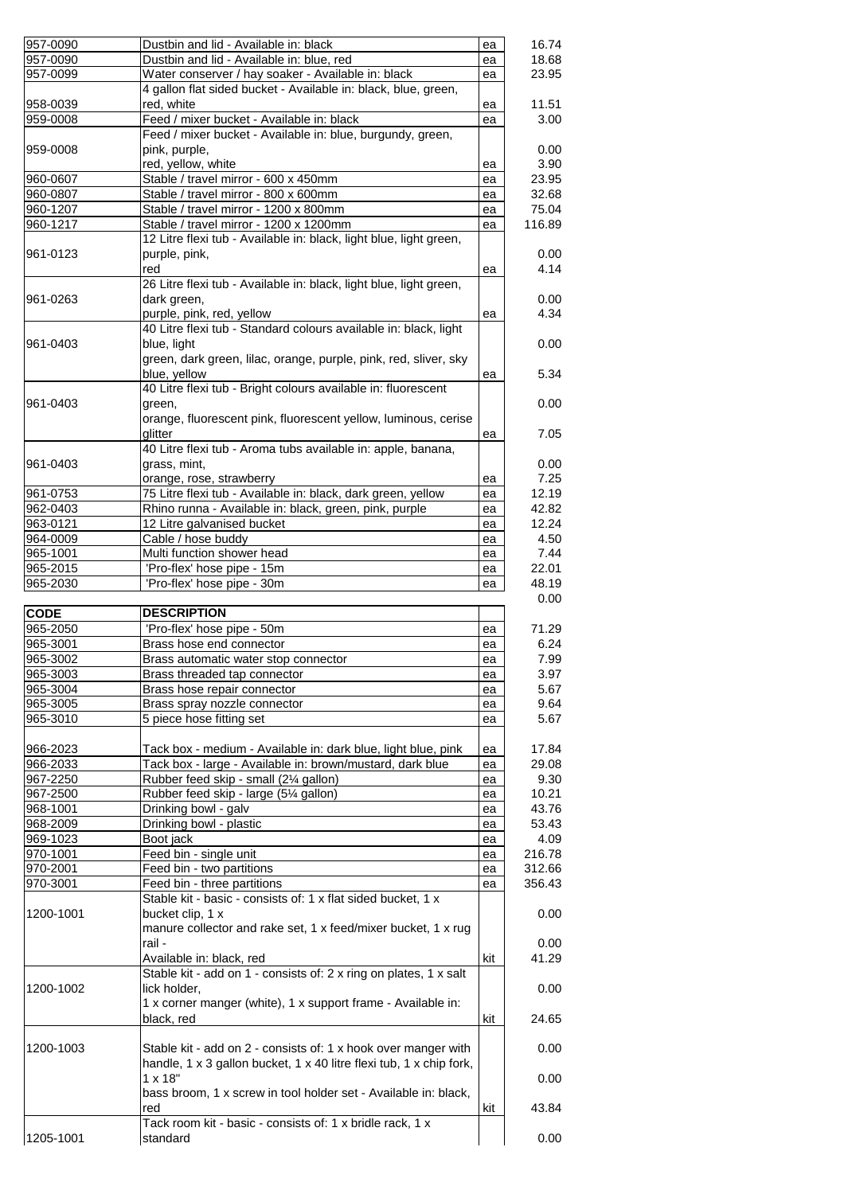| | | | |
|---|---|---|---|
| 957-0090 | Dustbin and lid - Available in: black | ea | 16.74 |
| 957-0090 | Dustbin and lid - Available in: blue, red | ea | 18.68 |
| 957-0099 | Water conserver / hay soaker - Available in: black | ea | 23.95 |
| 958-0039 | 4 gallon flat sided bucket - Available in: black, blue, green, red, white | ea | 11.51 |
| 959-0008 | Feed / mixer bucket - Available in: black | ea | 3.00 |
| 959-0008 | Feed / mixer bucket - Available in: blue, burgundy, green, pink, purple, | | 0.00 |
| | red, yellow, white | ea | 3.90 |
| 960-0607 | Stable / travel mirror - 600 x 450mm | ea | 23.95 |
| 960-0807 | Stable / travel mirror - 800 x 600mm | ea | 32.68 |
| 960-1207 | Stable / travel mirror - 1200 x 800mm | ea | 75.04 |
| 960-1217 | Stable / travel mirror - 1200 x 1200mm | ea | 116.89 |
| 961-0123 | 12 Litre flexi tub - Available in: black, light blue, light green, purple, pink, | | 0.00 |
| | red | ea | 4.14 |
| 961-0263 | 26 Litre flexi tub - Available in: black, light blue, light green, dark green, | | 0.00 |
| | purple, pink, red, yellow | ea | 4.34 |
| 961-0403 | 40 Litre flexi tub - Standard colours available in: black, light blue, light | | 0.00 |
| | green, dark green, lilac, orange, purple, pink, red, sliver, sky blue, yellow | ea | 5.34 |
| 961-0403 | 40 Litre flexi tub - Bright colours available in: fluorescent green, | | 0.00 |
| | orange, fluorescent pink, fluorescent yellow, luminous, cerise glitter | ea | 7.05 |
| 961-0403 | 40 Litre flexi tub - Aroma tubs available in: apple, banana, grass, mint, | | 0.00 |
| | orange, rose, strawberry | ea | 7.25 |
| 961-0753 | 75 Litre flexi tub - Available in: black, dark green, yellow | ea | 12.19 |
| 962-0403 | Rhino runna - Available in: black, green, pink, purple | ea | 42.82 |
| 963-0121 | 12 Litre galvanised bucket | ea | 12.24 |
| 964-0009 | Cable / hose buddy | ea | 4.50 |
| 965-1001 | Multi function shower head | ea | 7.44 |
| 965-2015 | 'Pro-flex' hose pipe - 15m | ea | 22.01 |
| 965-2030 | 'Pro-flex' hose pipe - 30m | ea | 48.19 |
| | | | 0.00 |
| **CODE** | **DESCRIPTION** | | |
| 965-2050 | 'Pro-flex' hose pipe - 50m | ea | 71.29 |
| 965-3001 | Brass hose end connector | ea | 6.24 |
| 965-3002 | Brass automatic water stop connector | ea | 7.99 |
| 965-3003 | Brass threaded tap connector | ea | 3.97 |
| 965-3004 | Brass hose repair connector | ea | 5.67 |
| 965-3005 | Brass spray nozzle connector | ea | 9.64 |
| 965-3010 | 5 piece hose fitting set | ea | 5.67 |
| 966-2023 | Tack box - medium - Available in: dark blue, light blue, pink | ea | 17.84 |
| 966-2033 | Tack box - large - Available in: brown/mustard, dark blue | ea | 29.08 |
| 967-2250 | Rubber feed skip - small (2¼ gallon) | ea | 9.30 |
| 967-2500 | Rubber feed skip - large (5¼ gallon) | ea | 10.21 |
| 968-1001 | Drinking bowl - galv | ea | 43.76 |
| 968-2009 | Drinking bowl - plastic | ea | 53.43 |
| 969-1023 | Boot jack | ea | 4.09 |
| 970-1001 | Feed bin - single unit | ea | 216.78 |
| 970-2001 | Feed bin - two partitions | ea | 312.66 |
| 970-3001 | Feed bin - three partitions | ea | 356.43 |
| 1200-1001 | Stable kit - basic - consists of: 1 x flat sided bucket, 1 x bucket clip, 1 x | | 0.00 |
| | manure collector and rake set, 1 x feed/mixer bucket, 1 x rug rail - | | 0.00 |
| | Available in: black, red | kit | 41.29 |
| 1200-1002 | Stable kit - add on 1 - consists of: 2 x ring on plates, 1 x salt lick holder, | | 0.00 |
| | 1 x corner manger (white), 1 x support frame - Available in: black, red | kit | 24.65 |
| 1200-1003 | Stable kit - add on 2 - consists of: 1 x hook over manger with | | 0.00 |
| | handle, 1 x 3 gallon bucket, 1 x 40 litre flexi tub, 1 x chip fork, 1 x 18" | | 0.00 |
| | bass broom, 1 x screw in tool holder set - Available in: black, red | kit | 43.84 |
| 1205-1001 | Tack room kit - basic - consists of: 1 x bridle rack, 1 x standard | | 0.00 |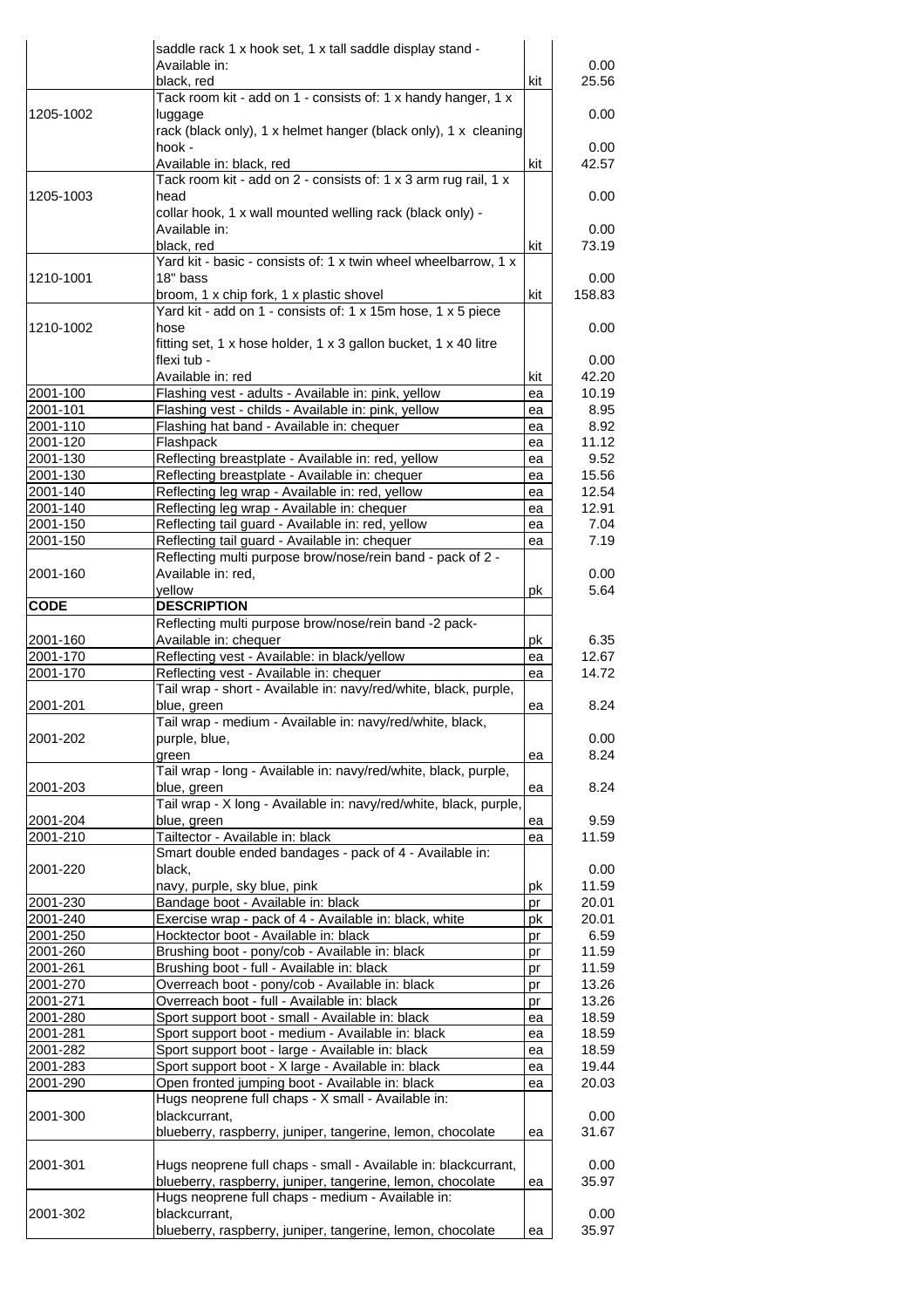| | | | |
|---|---|---|---|
| | saddle rack 1 x hook set, 1 x tall saddle display stand - Available in: black, red | kit | 0.00 25.56 |
| 1205-1002 | Tack room kit - add on 1 - consists of: 1 x handy hanger, 1 x luggage rack (black only), 1 x helmet hanger (black only), 1 x cleaning hook - Available in: black, red | kit | 0.00 0.00 42.57 |
| 1205-1003 | Tack room kit - add on 2 - consists of: 1 x 3 arm rug rail, 1 x head collar hook, 1 x wall mounted welling rack (black only) - Available in: black, red | kit | 0.00 0.00 73.19 |
| 1210-1001 | Yard kit - basic - consists of: 1 x twin wheel wheelbarrow, 1 x 18" bass broom, 1 x chip fork, 1 x plastic shovel | kit | 0.00 158.83 |
| 1210-1002 | Yard kit - add on 1 - consists of: 1 x 15m hose, 1 x 5 piece hose fitting set, 1 x hose holder, 1 x 3 gallon bucket, 1 x 40 litre flexi tub - Available in: red | kit | 0.00 0.00 42.20 |
| 2001-100 | Flashing vest - adults - Available in: pink, yellow | ea | 10.19 |
| 2001-101 | Flashing vest - childs - Available in: pink, yellow | ea | 8.95 |
| 2001-110 | Flashing hat band - Available in: chequer | ea | 8.92 |
| 2001-120 | Flashpack | ea | 11.12 |
| 2001-130 | Reflecting breastplate - Available in: red, yellow | ea | 9.52 |
| 2001-130 | Reflecting breastplate - Available in: chequer | ea | 15.56 |
| 2001-140 | Reflecting leg wrap - Available in: red, yellow | ea | 12.54 |
| 2001-140 | Reflecting leg wrap - Available in: chequer | ea | 12.91 |
| 2001-150 | Reflecting tail guard - Available in: red, yellow | ea | 7.04 |
| 2001-150 | Reflecting tail guard - Available in: chequer | ea | 7.19 |
| 2001-160 | Reflecting multi purpose brow/nose/rein band - pack of 2 - Available in: red, yellow | pk | 0.00 5.64 |
| **CODE** | **DESCRIPTION** | | |
| 2001-160 | Reflecting multi purpose brow/nose/rein band -2 pack- Available in: chequer | pk | 6.35 |
| 2001-170 | Reflecting vest - Available: in black/yellow | ea | 12.67 |
| 2001-170 | Reflecting vest - Available in: chequer | ea | 14.72 |
| 2001-201 | Tail wrap - short - Available in: navy/red/white, black, purple, blue, green | ea | 8.24 |
| 2001-202 | Tail wrap - medium - Available in: navy/red/white, black, purple, blue, green | ea | 0.00 8.24 |
| 2001-203 | Tail wrap - long - Available in: navy/red/white, black, purple, blue, green | ea | 8.24 |
| 2001-204 | Tail wrap - X long - Available in: navy/red/white, black, purple, blue, green | ea | 9.59 |
| 2001-210 | Tailtector - Available in: black | ea | 11.59 |
| 2001-220 | Smart double ended bandages - pack of 4 - Available in: black, navy, purple, sky blue, pink | pk | 0.00 11.59 |
| 2001-230 | Bandage boot - Available in: black | pr | 20.01 |
| 2001-240 | Exercise wrap - pack of 4 - Available in: black, white | pk | 20.01 |
| 2001-250 | Hocktector boot - Available in: black | pr | 6.59 |
| 2001-260 | Brushing boot - pony/cob - Available in: black | pr | 11.59 |
| 2001-261 | Brushing boot - full - Available in: black | pr | 11.59 |
| 2001-270 | Overreach boot - pony/cob - Available in: black | pr | 13.26 |
| 2001-271 | Overreach boot - full - Available in: black | pr | 13.26 |
| 2001-280 | Sport support boot - small - Available in: black | ea | 18.59 |
| 2001-281 | Sport support boot - medium - Available in: black | ea | 18.59 |
| 2001-282 | Sport support boot - large - Available in: black | ea | 18.59 |
| 2001-283 | Sport support boot - X large - Available in: black | ea | 19.44 |
| 2001-290 | Open fronted jumping boot - Available in: black | ea | 20.03 |
| 2001-300 | Hugs neoprene full chaps - X small - Available in: blackcurrant, blueberry, raspberry, juniper, tangerine, lemon, chocolate | ea | 0.00 31.67 |
| 2001-301 | Hugs neoprene full chaps - small - Available in: blackcurrant, blueberry, raspberry, juniper, tangerine, lemon, chocolate | ea | 0.00 35.97 |
| 2001-302 | Hugs neoprene full chaps - medium - Available in: blackcurrant, blueberry, raspberry, juniper, tangerine, lemon, chocolate | ea | 0.00 35.97 |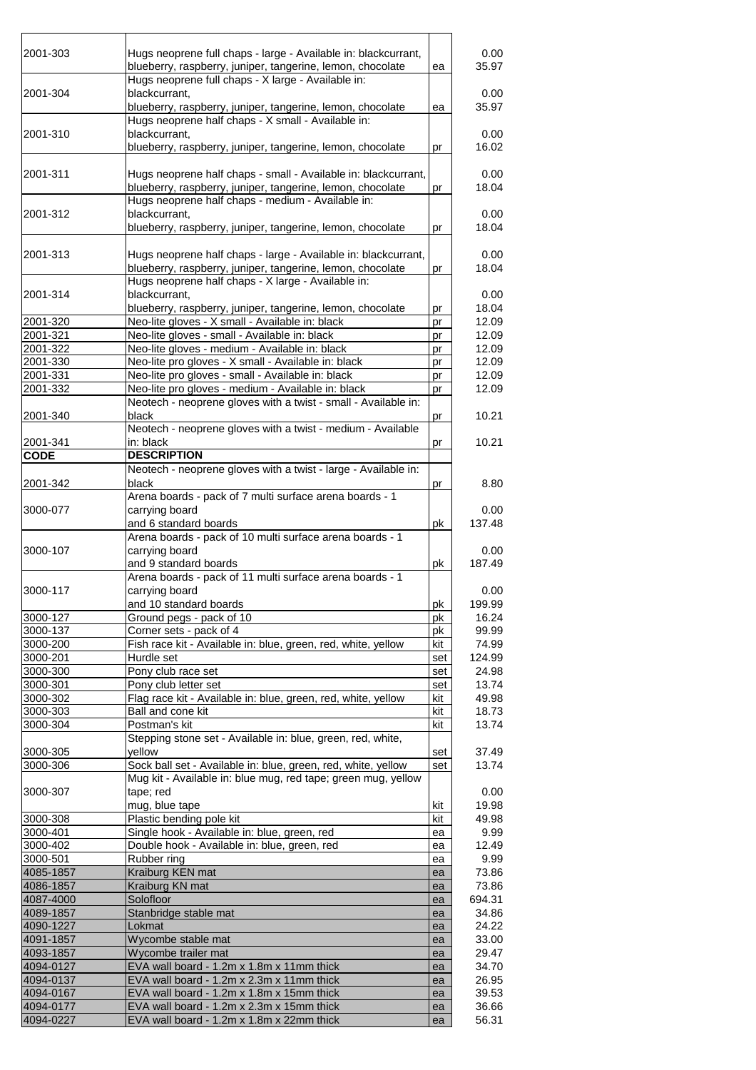| | | | |
|---|---|---|---|
| 2001-303 | Hugs neoprene full chaps - large - Available in: blackcurrant, blueberry, raspberry, juniper, tangerine, lemon, chocolate | ea | 0.00 35.97 |
| 2001-304 | Hugs neoprene full chaps - X large - Available in: blackcurrant, blueberry, raspberry, juniper, tangerine, lemon, chocolate | ea | 0.00 35.97 |
| 2001-310 | Hugs neoprene half chaps - X small - Available in: blackcurrant, blueberry, raspberry, juniper, tangerine, lemon, chocolate | pr | 0.00 16.02 |
| 2001-311 | Hugs neoprene half chaps - small - Available in: blackcurrant, blueberry, raspberry, juniper, tangerine, lemon, chocolate | pr | 0.00 18.04 |
| 2001-312 | Hugs neoprene half chaps - medium - Available in: blackcurrant, blueberry, raspberry, juniper, tangerine, lemon, chocolate | pr | 0.00 18.04 |
| 2001-313 | Hugs neoprene half chaps - large - Available in: blackcurrant, blueberry, raspberry, juniper, tangerine, lemon, chocolate | pr | 0.00 18.04 |
| 2001-314 | Hugs neoprene half chaps - X large - Available in: blackcurrant, blueberry, raspberry, juniper, tangerine, lemon, chocolate | pr | 0.00 18.04 |
| 2001-320 | Neo-lite gloves - X small - Available in: black | pr | 12.09 |
| 2001-321 | Neo-lite gloves - small - Available in: black | pr | 12.09 |
| 2001-322 | Neo-lite gloves - medium - Available in: black | pr | 12.09 |
| 2001-330 | Neo-lite pro gloves - X small - Available in: black | pr | 12.09 |
| 2001-331 | Neo-lite pro gloves - small - Available in: black | pr | 12.09 |
| 2001-332 | Neo-lite pro gloves - medium - Available in: black | pr | 12.09 |
| 2001-340 | Neotech - neoprene gloves with a twist - small - Available in: black | pr | 10.21 |
| 2001-341 | Neotech - neoprene gloves with a twist - medium - Available in: black | pr | 10.21 |
| **CODE** | **DESCRIPTION** | | |
| 2001-342 | Neotech - neoprene gloves with a twist - large - Available in: black | pr | 8.80 |
| 3000-077 | Arena boards - pack of 7 multi surface arena boards - 1 carrying board and 6 standard boards | pk | 0.00 137.48 |
| 3000-107 | Arena boards - pack of 10 multi surface arena boards - 1 carrying board and 9 standard boards | pk | 0.00 187.49 |
| 3000-117 | Arena boards - pack of 11 multi surface arena boards - 1 carrying board and 10 standard boards | pk | 0.00 199.99 |
| 3000-127 | Ground pegs - pack of 10 | pk | 16.24 |
| 3000-137 | Corner sets - pack of 4 | pk | 99.99 |
| 3000-200 | Fish race kit - Available in: blue, green, red, white, yellow | kit | 74.99 |
| 3000-201 | Hurdle set | set | 124.99 |
| 3000-300 | Pony club race set | set | 24.98 |
| 3000-301 | Pony club letter set | set | 13.74 |
| 3000-302 | Flag race kit - Available in: blue, green, red, white, yellow | kit | 49.98 |
| 3000-303 | Ball and cone kit | kit | 18.73 |
| 3000-304 | Postman's kit | kit | 13.74 |
| 3000-305 | Stepping stone set - Available in: blue, green, red, white, yellow | set | 37.49 |
| 3000-306 | Sock ball set - Available in: blue, green, red, white, yellow | set | 13.74 |
| 3000-307 | Mug kit - Available in: blue mug, red tape; green mug, yellow tape; red mug, blue tape | kit | 0.00 19.98 |
| 3000-308 | Plastic bending pole kit | kit | 49.98 |
| 3000-401 | Single hook - Available in: blue, green, red | ea | 9.99 |
| 3000-402 | Double hook - Available in: blue, green, red | ea | 12.49 |
| 3000-501 | Rubber ring | ea | 9.99 |
| 4085-1857 | Kraiburg KEN mat | ea | 73.86 |
| 4086-1857 | Kraiburg KN mat | ea | 73.86 |
| 4087-4000 | Solofloor | ea | 694.31 |
| 4089-1857 | Stanbridge stable mat | ea | 34.86 |
| 4090-1227 | Lokmat | ea | 24.22 |
| 4091-1857 | Wycombe stable mat | ea | 33.00 |
| 4093-1857 | Wycombe trailer mat | ea | 29.47 |
| 4094-0127 | EVA wall board - 1.2m x 1.8m x 11mm thick | ea | 34.70 |
| 4094-0137 | EVA wall board - 1.2m x 2.3m x 11mm thick | ea | 26.95 |
| 4094-0167 | EVA wall board - 1.2m x 1.8m x 15mm thick | ea | 39.53 |
| 4094-0177 | EVA wall board - 1.2m x 2.3m x 15mm thick | ea | 36.66 |
| 4094-0227 | EVA wall board - 1.2m x 1.8m x 22mm thick | ea | 56.31 |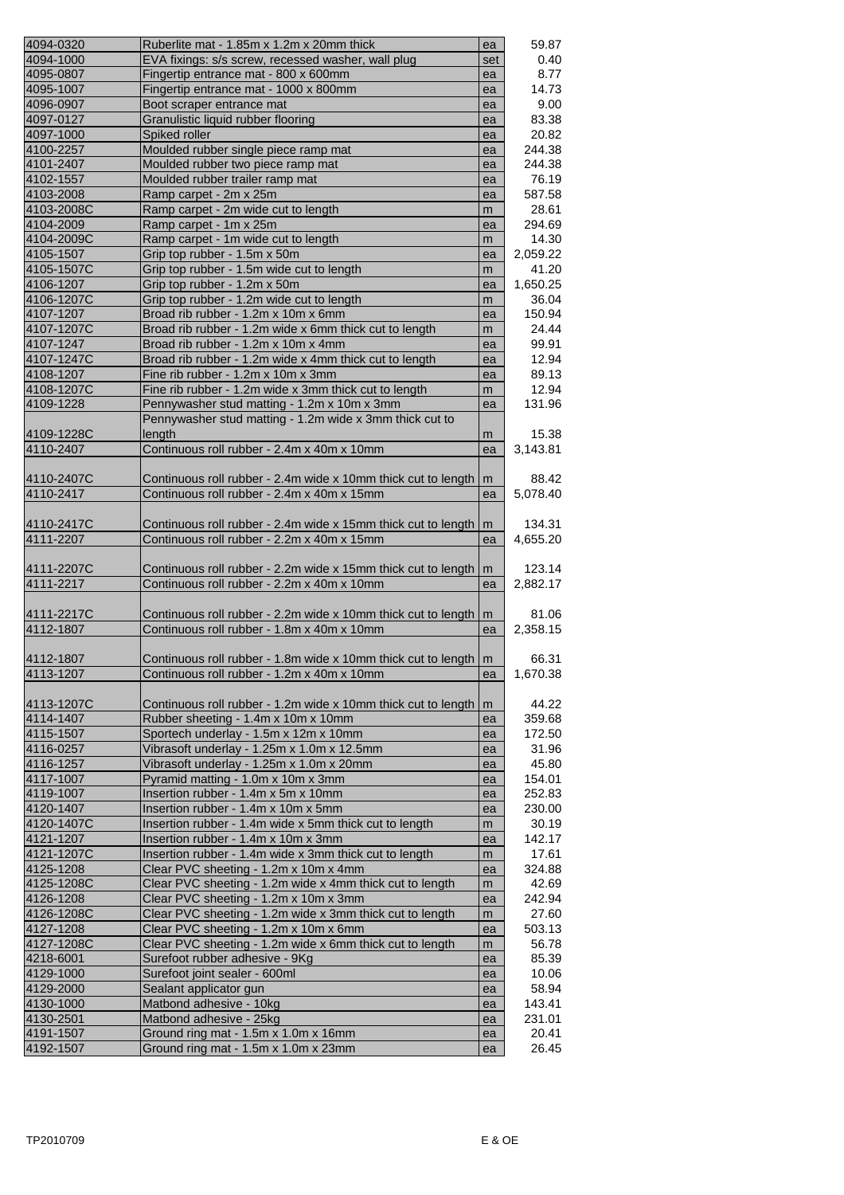| | | | |
|---|---|---|---|
| 4094-0320 | Ruberlite mat - 1.85m x 1.2m x 20mm thick | ea | 59.87 |
| 4094-1000 | EVA fixings: s/s screw, recessed washer, wall plug | set | 0.40 |
| 4095-0807 | Fingertip entrance mat - 800 x 600mm | ea | 8.77 |
| 4095-1007 | Fingertip entrance mat - 1000 x 800mm | ea | 14.73 |
| 4096-0907 | Boot scraper entrance mat | ea | 9.00 |
| 4097-0127 | Granulistic liquid rubber flooring | ea | 83.38 |
| 4097-1000 | Spiked roller | ea | 20.82 |
| 4100-2257 | Moulded rubber single piece ramp mat | ea | 244.38 |
| 4101-2407 | Moulded rubber two piece ramp mat | ea | 244.38 |
| 4102-1557 | Moulded rubber trailer ramp mat | ea | 76.19 |
| 4103-2008 | Ramp carpet - 2m x 25m | ea | 587.58 |
| 4103-2008C | Ramp carpet - 2m wide cut to length | m | 28.61 |
| 4104-2009 | Ramp carpet - 1m x 25m | ea | 294.69 |
| 4104-2009C | Ramp carpet - 1m wide cut to length | m | 14.30 |
| 4105-1507 | Grip top rubber - 1.5m x 50m | ea | 2,059.22 |
| 4105-1507C | Grip top rubber - 1.5m wide cut to length | m | 41.20 |
| 4106-1207 | Grip top rubber - 1.2m x 50m | ea | 1,650.25 |
| 4106-1207C | Grip top rubber - 1.2m wide cut to length | m | 36.04 |
| 4107-1207 | Broad rib rubber - 1.2m x 10m x 6mm | ea | 150.94 |
| 4107-1207C | Broad rib rubber - 1.2m wide x 6mm thick cut to length | m | 24.44 |
| 4107-1247 | Broad rib rubber - 1.2m x 10m x 4mm | ea | 99.91 |
| 4107-1247C | Broad rib rubber - 1.2m wide x 4mm thick cut to length | ea | 12.94 |
| 4108-1207 | Fine rib rubber - 1.2m x 10m x 3mm | ea | 89.13 |
| 4108-1207C | Fine rib rubber - 1.2m wide x 3mm thick cut to length | m | 12.94 |
| 4109-1228 | Pennywasher stud matting - 1.2m x 10m x 3mm | ea | 131.96 |
| 4109-1228C | Pennywasher stud matting - 1.2m wide x 3mm thick cut to length | m | 15.38 |
| 4110-2407 | Continuous roll rubber - 2.4m x 40m x 10mm | ea | 3,143.81 |
| 4110-2407C | Continuous roll rubber - 2.4m wide x 10mm thick cut to length | m | 88.42 |
| 4110-2417 | Continuous roll rubber - 2.4m x 40m x 15mm | ea | 5,078.40 |
| 4110-2417C | Continuous roll rubber - 2.4m wide x 15mm thick cut to length | m | 134.31 |
| 4111-2207 | Continuous roll rubber - 2.2m x 40m x 15mm | ea | 4,655.20 |
| 4111-2207C | Continuous roll rubber - 2.2m wide x 15mm thick cut to length | m | 123.14 |
| 4111-2217 | Continuous roll rubber - 2.2m x 40m x 10mm | ea | 2,882.17 |
| 4111-2217C | Continuous roll rubber - 2.2m wide x 10mm thick cut to length | m | 81.06 |
| 4112-1807 | Continuous roll rubber - 1.8m x 40m x 10mm | ea | 2,358.15 |
| 4112-1807 | Continuous roll rubber - 1.8m wide x 10mm thick cut to length | m | 66.31 |
| 4113-1207 | Continuous roll rubber - 1.2m x 40m x 10mm | ea | 1,670.38 |
| 4113-1207C | Continuous roll rubber - 1.2m wide x 10mm thick cut to length | m | 44.22 |
| 4114-1407 | Rubber sheeting - 1.4m x 10m x 10mm | ea | 359.68 |
| 4115-1507 | Sportech underlay - 1.5m x 12m x 10mm | ea | 172.50 |
| 4116-0257 | Vibrasoft underlay - 1.25m x 1.0m x 12.5mm | ea | 31.96 |
| 4116-1257 | Vibrasoft underlay - 1.25m x 1.0m x 20mm | ea | 45.80 |
| 4117-1007 | Pyramid matting - 1.0m x 10m x 3mm | ea | 154.01 |
| 4119-1007 | Insertion rubber - 1.4m x 5m x 10mm | ea | 252.83 |
| 4120-1407 | Insertion rubber - 1.4m x 10m x 5mm | ea | 230.00 |
| 4120-1407C | Insertion rubber - 1.4m wide x 5mm thick cut to length | m | 30.19 |
| 4121-1207 | Insertion rubber - 1.4m x 10m x 3mm | ea | 142.17 |
| 4121-1207C | Insertion rubber - 1.4m wide x 3mm thick cut to length | m | 17.61 |
| 4125-1208 | Clear PVC sheeting - 1.2m x 10m x 4mm | ea | 324.88 |
| 4125-1208C | Clear PVC sheeting - 1.2m wide x 4mm thick cut to length | m | 42.69 |
| 4126-1208 | Clear PVC sheeting - 1.2m x 10m x 3mm | ea | 242.94 |
| 4126-1208C | Clear PVC sheeting - 1.2m wide x 3mm thick cut to length | m | 27.60 |
| 4127-1208 | Clear PVC sheeting - 1.2m x 10m x 6mm | ea | 503.13 |
| 4127-1208C | Clear PVC sheeting - 1.2m wide x 6mm thick cut to length | m | 56.78 |
| 4218-6001 | Surefoot rubber adhesive - 9Kg | ea | 85.39 |
| 4129-1000 | Surefoot joint sealer - 600ml | ea | 10.06 |
| 4129-2000 | Sealant applicator gun | ea | 58.94 |
| 4130-1000 | Matbond adhesive - 10kg | ea | 143.41 |
| 4130-2501 | Matbond adhesive - 25kg | ea | 231.01 |
| 4191-1507 | Ground ring mat - 1.5m x 1.0m x 16mm | ea | 20.41 |
| 4192-1507 | Ground ring mat - 1.5m x 1.0m x 23mm | ea | 26.45 |

TP2010709 E & OE